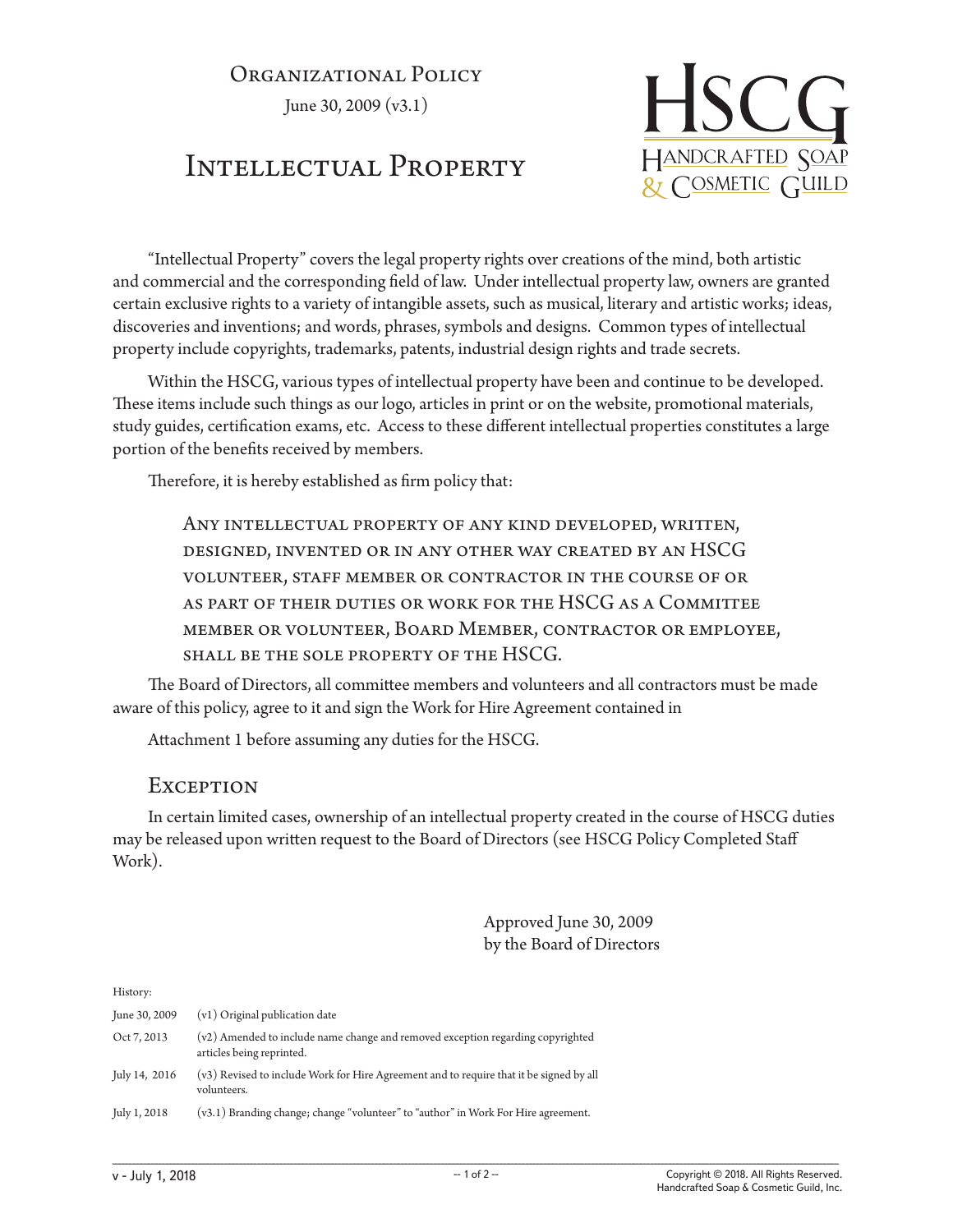Organizational Policy

June 30, 2009 (v3.1)

# Intellectual Property

HSCG
Handcrafted Soap & Cosmetic Guild

"Intellectual Property" covers the legal property rights over creations of the mind, both artistic and commercial and the corresponding field of law. Under intellectual property law, owners are granted certain exclusive rights to a variety of intangible assets, such as musical, literary and artistic works; ideas, discoveries and inventions; and words, phrases, symbols and designs. Common types of intellectual property include copyrights, trademarks, patents, industrial design rights and trade secrets.

Within the HSCG, various types of intellectual property have been and continue to be developed. These items include such things as our logo, articles in print or on the website, promotional materials, study guides, certification exams, etc. Access to these different intellectual properties constitutes a large portion of the benefits received by members.

Therefore, it is hereby established as firm policy that:

> Any intellectual property of any kind developed, written, designed, invented or in any other way created by an HSCG volunteer, staff member or contractor in the course of or as part of their duties or work for the HSCG as a Committee member or volunteer, Board Member, contractor or employee, shall be the sole property of the HSCG.

The Board of Directors, all committee members and volunteers and all contractors must be made aware of this policy, agree to it and sign the Work for Hire Agreement contained in

Attachment 1 before assuming any duties for the HSCG.

## Exception

In certain limited cases, ownership of an intellectual property created in the course of HSCG duties may be released upon written request to the Board of Directors (see HSCG Policy Completed Staff Work).

Approved June 30, 2009
by the Board of Directors

History:

| | |
|---|---|
| June 30, 2009 | (v1) Original publication date |
| Oct 7, 2013 | (v2) Amended to include name change and removed exception regarding copyrighted articles being reprinted. |
| July 14, 2016 | (v3) Revised to include Work for Hire Agreement and to require that it be signed by all volunteers. |
| July 1, 2018 | (v3.1) Branding change; change "volunteer" to "author" in Work For Hire agreement. |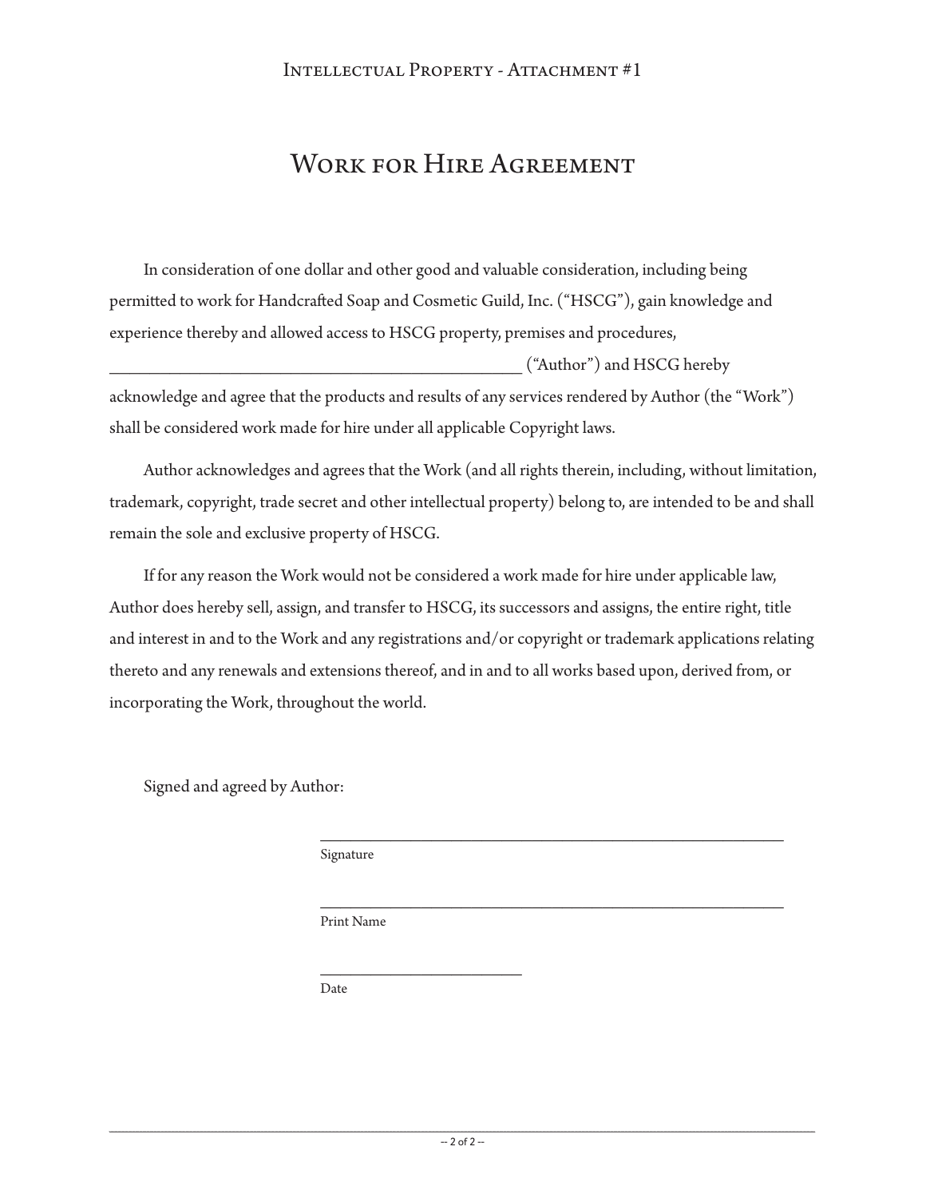Intellectual Property - Attachment #1

# Work for Hire Agreement

In consideration of one dollar and other good and valuable consideration, including being permitted to work for Handcrafted Soap and Cosmetic Guild, Inc. ("HSCG"), gain knowledge and experience thereby and allowed access to HSCG property, premises and procedures, ______________________________________________ ("Author") and HSCG hereby acknowledge and agree that the products and results of any services rendered by Author (the "Work") shall be considered work made for hire under all applicable Copyright laws.

Author acknowledges and agrees that the Work (and all rights therein, including, without limitation, trademark, copyright, trade secret and other intellectual property) belong to, are intended to be and shall remain the sole and exclusive property of HSCG.

If for any reason the Work would not be considered a work made for hire under applicable law, Author does hereby sell, assign, and transfer to HSCG, its successors and assigns, the entire right, title and interest in and to the Work and any registrations and/or copyright or trademark applications relating thereto and any renewals and extensions thereof, and in and to all works based upon, derived from, or incorporating the Work, throughout the world.

Signed and agreed by Author:

______________________________________________
Signature

______________________________________________
Print Name

______________________
Date